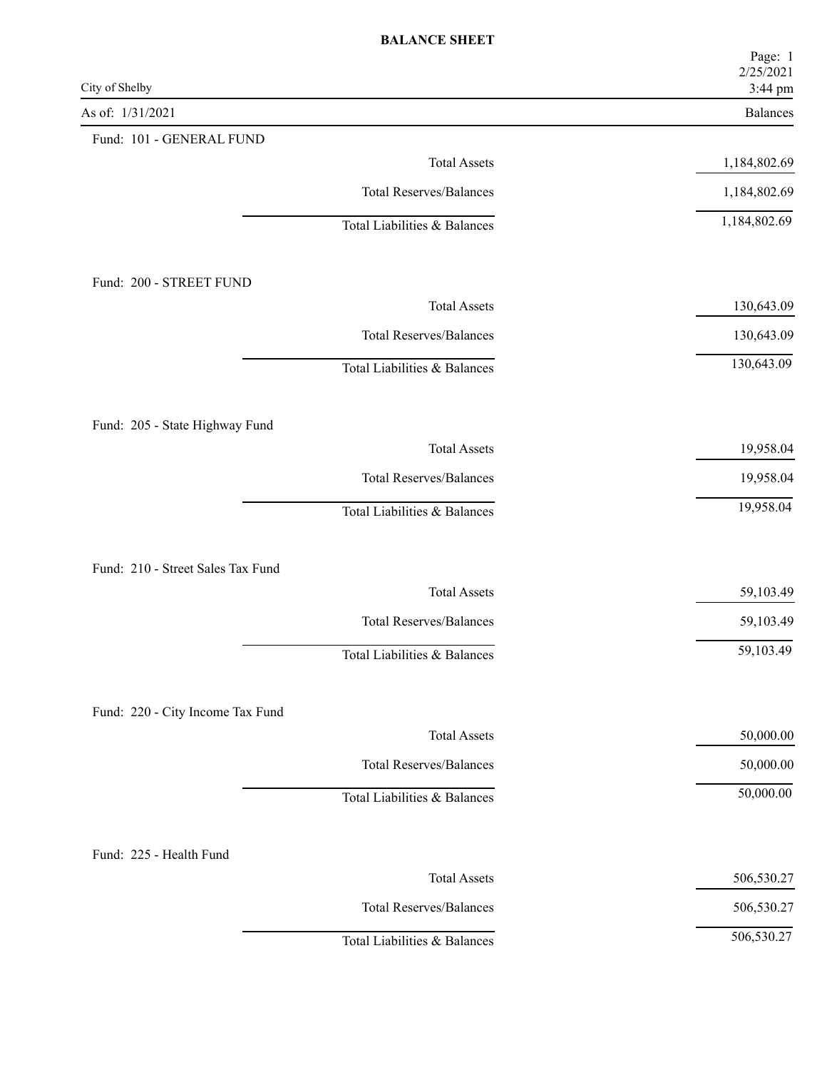# BALANCE SHEET

City of Shelby

As of: 1/31/2021

| | Balances |
|---|---|
| **Fund: 101 - GENERAL FUND** | |
| Total Assets | 1,184,802.69 |
| Total Reserves/Balances | 1,184,802.69 |
| Total Liabilities & Balances | 1,184,802.69 |
| **Fund: 200 - STREET FUND** | |
| Total Assets | 130,643.09 |
| Total Reserves/Balances | 130,643.09 |
| Total Liabilities & Balances | 130,643.09 |
| **Fund: 205 - State Highway Fund** | |
| Total Assets | 19,958.04 |
| Total Reserves/Balances | 19,958.04 |
| Total Liabilities & Balances | 19,958.04 |
| **Fund: 210 - Street Sales Tax Fund** | |
| Total Assets | 59,103.49 |
| Total Reserves/Balances | 59,103.49 |
| Total Liabilities & Balances | 59,103.49 |
| **Fund: 220 - City Income Tax Fund** | |
| Total Assets | 50,000.00 |
| Total Reserves/Balances | 50,000.00 |
| Total Liabilities & Balances | 50,000.00 |
| **Fund: 225 - Health Fund** | |
| Total Assets | 506,530.27 |
| Total Reserves/Balances | 506,530.27 |
| Total Liabilities & Balances | 506,530.27 |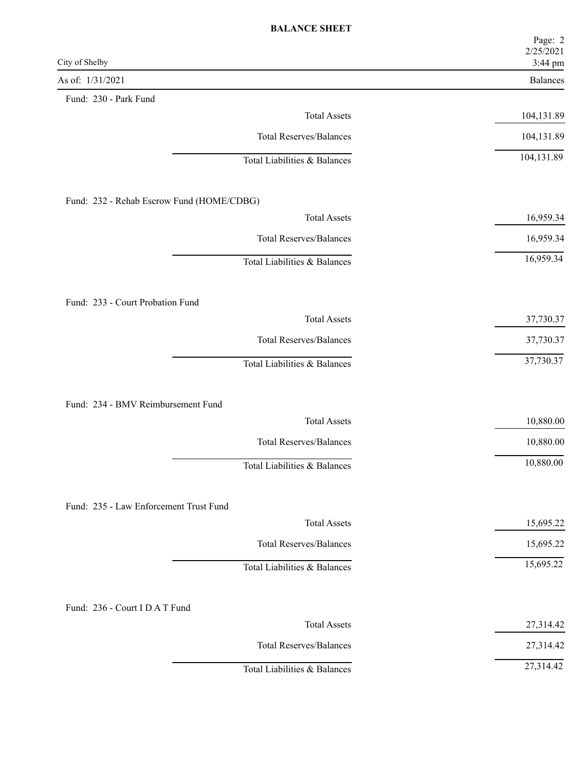# BALANCE SHEET

City of Shelby

As of: 1/31/2021

| | Balances |
|---|---|
| **Fund: 230 - Park Fund** | |
| Total Assets | 104,131.89 |
| Total Reserves/Balances | 104,131.89 |
| Total Liabilities & Balances | 104,131.89 |
| **Fund: 232 - Rehab Escrow Fund (HOME/CDBG)** | |
| Total Assets | 16,959.34 |
| Total Reserves/Balances | 16,959.34 |
| Total Liabilities & Balances | 16,959.34 |
| **Fund: 233 - Court Probation Fund** | |
| Total Assets | 37,730.37 |
| Total Reserves/Balances | 37,730.37 |
| Total Liabilities & Balances | 37,730.37 |
| **Fund: 234 - BMV Reimbursement Fund** | |
| Total Assets | 10,880.00 |
| Total Reserves/Balances | 10,880.00 |
| Total Liabilities & Balances | 10,880.00 |
| **Fund: 235 - Law Enforcement Trust Fund** | |
| Total Assets | 15,695.22 |
| Total Reserves/Balances | 15,695.22 |
| Total Liabilities & Balances | 15,695.22 |
| **Fund: 236 - Court I D A T Fund** | |
| Total Assets | 27,314.42 |
| Total Reserves/Balances | 27,314.42 |
| Total Liabilities & Balances | 27,314.42 |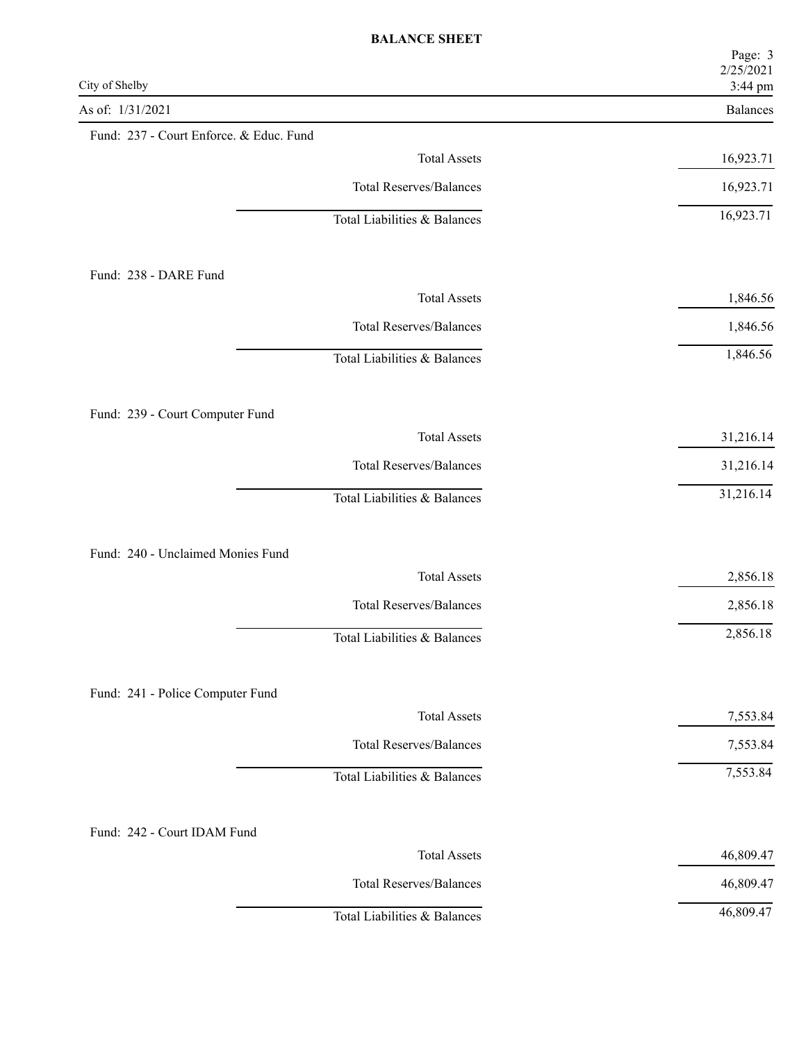# BALANCE SHEET

City of Shelby

As of: 1/31/2021

| | Balances |
|---|---|
| **Fund: 237 - Court Enforce. & Educ. Fund** | |
| Total Assets | 16,923.71 |
| Total Reserves/Balances | 16,923.71 |
| Total Liabilities & Balances | 16,923.71 |
| **Fund: 238 - DARE Fund** | |
| Total Assets | 1,846.56 |
| Total Reserves/Balances | 1,846.56 |
| Total Liabilities & Balances | 1,846.56 |
| **Fund: 239 - Court Computer Fund** | |
| Total Assets | 31,216.14 |
| Total Reserves/Balances | 31,216.14 |
| Total Liabilities & Balances | 31,216.14 |
| **Fund: 240 - Unclaimed Monies Fund** | |
| Total Assets | 2,856.18 |
| Total Reserves/Balances | 2,856.18 |
| Total Liabilities & Balances | 2,856.18 |
| **Fund: 241 - Police Computer Fund** | |
| Total Assets | 7,553.84 |
| Total Reserves/Balances | 7,553.84 |
| Total Liabilities & Balances | 7,553.84 |
| **Fund: 242 - Court IDAM Fund** | |
| Total Assets | 46,809.47 |
| Total Reserves/Balances | 46,809.47 |
| Total Liabilities & Balances | 46,809.47 |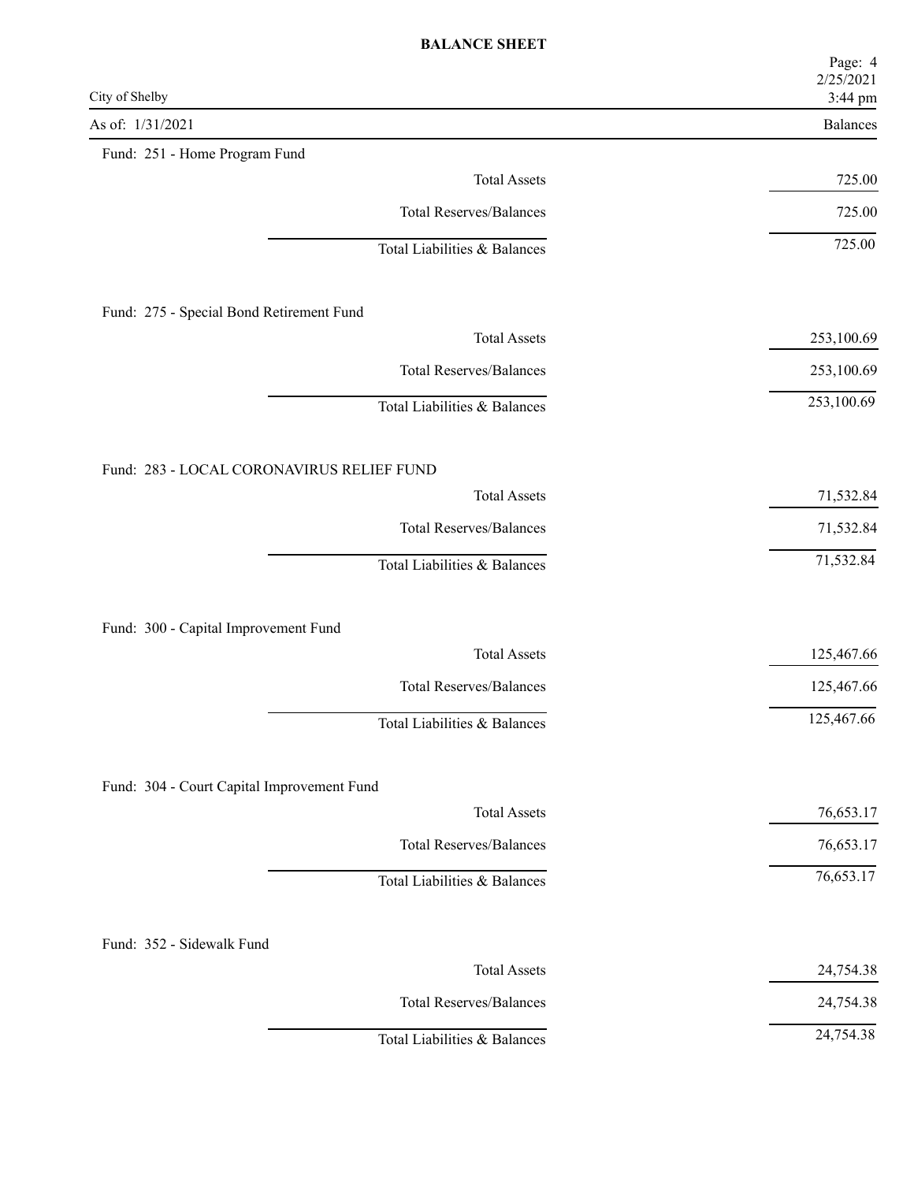# BALANCE SHEET

City of Shelby

As of: 1/31/2021

| | Balances |
|---|---|
| **Fund: 251 - Home Program Fund** | |
| Total Assets | 725.00 |
| Total Reserves/Balances | 725.00 |
| Total Liabilities & Balances | 725.00 |
| **Fund: 275 - Special Bond Retirement Fund** | |
| Total Assets | 253,100.69 |
| Total Reserves/Balances | 253,100.69 |
| Total Liabilities & Balances | 253,100.69 |
| **Fund: 283 - LOCAL CORONAVIRUS RELIEF FUND** | |
| Total Assets | 71,532.84 |
| Total Reserves/Balances | 71,532.84 |
| Total Liabilities & Balances | 71,532.84 |
| **Fund: 300 - Capital Improvement Fund** | |
| Total Assets | 125,467.66 |
| Total Reserves/Balances | 125,467.66 |
| Total Liabilities & Balances | 125,467.66 |
| **Fund: 304 - Court Capital Improvement Fund** | |
| Total Assets | 76,653.17 |
| Total Reserves/Balances | 76,653.17 |
| Total Liabilities & Balances | 76,653.17 |
| **Fund: 352 - Sidewalk Fund** | |
| Total Assets | 24,754.38 |
| Total Reserves/Balances | 24,754.38 |
| Total Liabilities & Balances | 24,754.38 |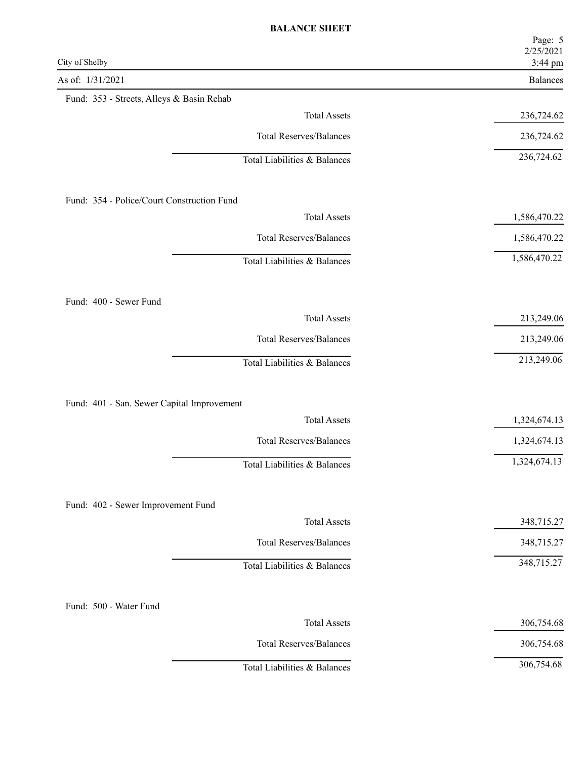# BALANCE SHEET

City of Shelby

As of: 1/31/2021

| | Balances |
|---|---|
| **Fund: 353 - Streets, Alleys & Basin Rehab** | |
| Total Assets | 236,724.62 |
| Total Reserves/Balances | 236,724.62 |
| Total Liabilities & Balances | 236,724.62 |
| **Fund: 354 - Police/Court Construction Fund** | |
| Total Assets | 1,586,470.22 |
| Total Reserves/Balances | 1,586,470.22 |
| Total Liabilities & Balances | 1,586,470.22 |
| **Fund: 400 - Sewer Fund** | |
| Total Assets | 213,249.06 |
| Total Reserves/Balances | 213,249.06 |
| Total Liabilities & Balances | 213,249.06 |
| **Fund: 401 - San. Sewer Capital Improvement** | |
| Total Assets | 1,324,674.13 |
| Total Reserves/Balances | 1,324,674.13 |
| Total Liabilities & Balances | 1,324,674.13 |
| **Fund: 402 - Sewer Improvement Fund** | |
| Total Assets | 348,715.27 |
| Total Reserves/Balances | 348,715.27 |
| Total Liabilities & Balances | 348,715.27 |
| **Fund: 500 - Water Fund** | |
| Total Assets | 306,754.68 |
| Total Reserves/Balances | 306,754.68 |
| Total Liabilities & Balances | 306,754.68 |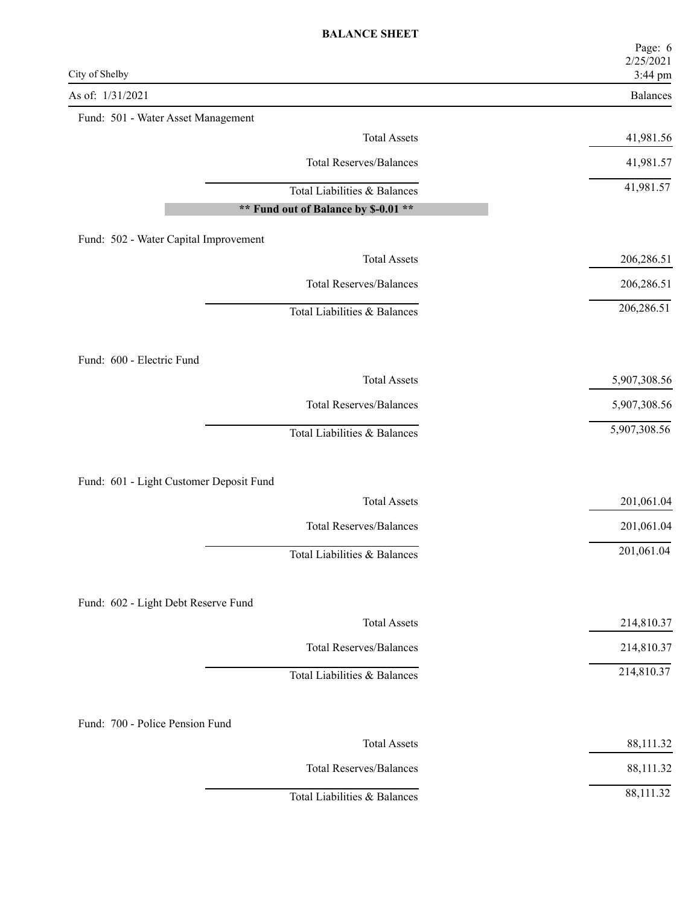# BALANCE SHEET

City of Shelby

As of: 1/31/2021

| | Balances |
|---|---|
| **Fund: 501 - Water Asset Management** | |
| Total Assets | 41,981.56 |
| Total Reserves/Balances | 41,981.57 |
| Total Liabilities & Balances | 41,981.57 |
| **\*\* Fund out of Balance by $-0.01 \*\*** | |
| **Fund: 502 - Water Capital Improvement** | |
| Total Assets | 206,286.51 |
| Total Reserves/Balances | 206,286.51 |
| Total Liabilities & Balances | 206,286.51 |
| **Fund: 600 - Electric Fund** | |
| Total Assets | 5,907,308.56 |
| Total Reserves/Balances | 5,907,308.56 |
| Total Liabilities & Balances | 5,907,308.56 |
| **Fund: 601 - Light Customer Deposit Fund** | |
| Total Assets | 201,061.04 |
| Total Reserves/Balances | 201,061.04 |
| Total Liabilities & Balances | 201,061.04 |
| **Fund: 602 - Light Debt Reserve Fund** | |
| Total Assets | 214,810.37 |
| Total Reserves/Balances | 214,810.37 |
| Total Liabilities & Balances | 214,810.37 |
| **Fund: 700 - Police Pension Fund** | |
| Total Assets | 88,111.32 |
| Total Reserves/Balances | 88,111.32 |
| Total Liabilities & Balances | 88,111.32 |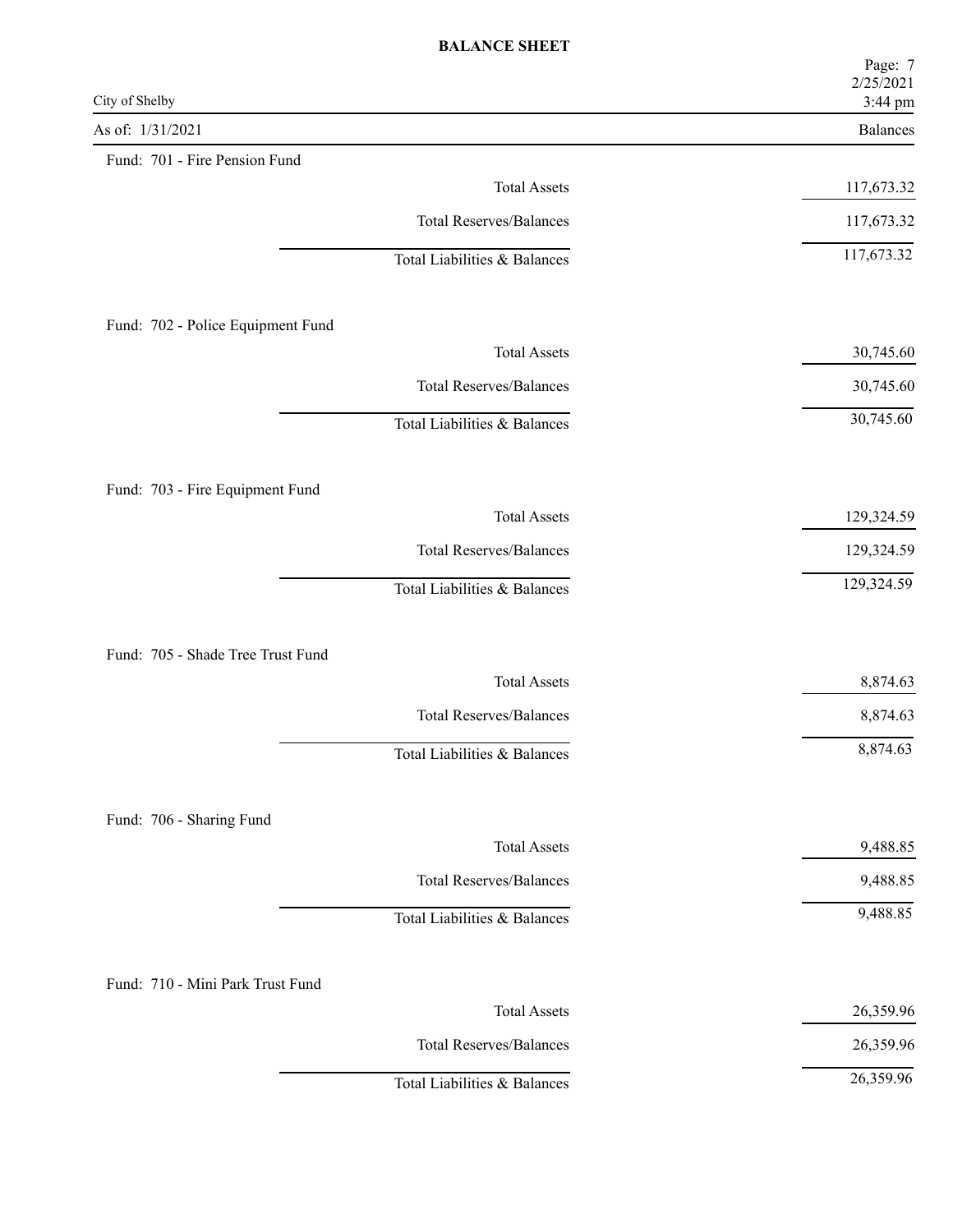# BALANCE SHEET

City of Shelby

As of: 1/31/2021

| | Balances |
|---|---|
| **Fund: 701 - Fire Pension Fund** | |
| Total Assets | 117,673.32 |
| Total Reserves/Balances | 117,673.32 |
| Total Liabilities & Balances | 117,673.32 |
| **Fund: 702 - Police Equipment Fund** | |
| Total Assets | 30,745.60 |
| Total Reserves/Balances | 30,745.60 |
| Total Liabilities & Balances | 30,745.60 |
| **Fund: 703 - Fire Equipment Fund** | |
| Total Assets | 129,324.59 |
| Total Reserves/Balances | 129,324.59 |
| Total Liabilities & Balances | 129,324.59 |
| **Fund: 705 - Shade Tree Trust Fund** | |
| Total Assets | 8,874.63 |
| Total Reserves/Balances | 8,874.63 |
| Total Liabilities & Balances | 8,874.63 |
| **Fund: 706 - Sharing Fund** | |
| Total Assets | 9,488.85 |
| Total Reserves/Balances | 9,488.85 |
| Total Liabilities & Balances | 9,488.85 |
| **Fund: 710 - Mini Park Trust Fund** | |
| Total Assets | 26,359.96 |
| Total Reserves/Balances | 26,359.96 |
| Total Liabilities & Balances | 26,359.96 |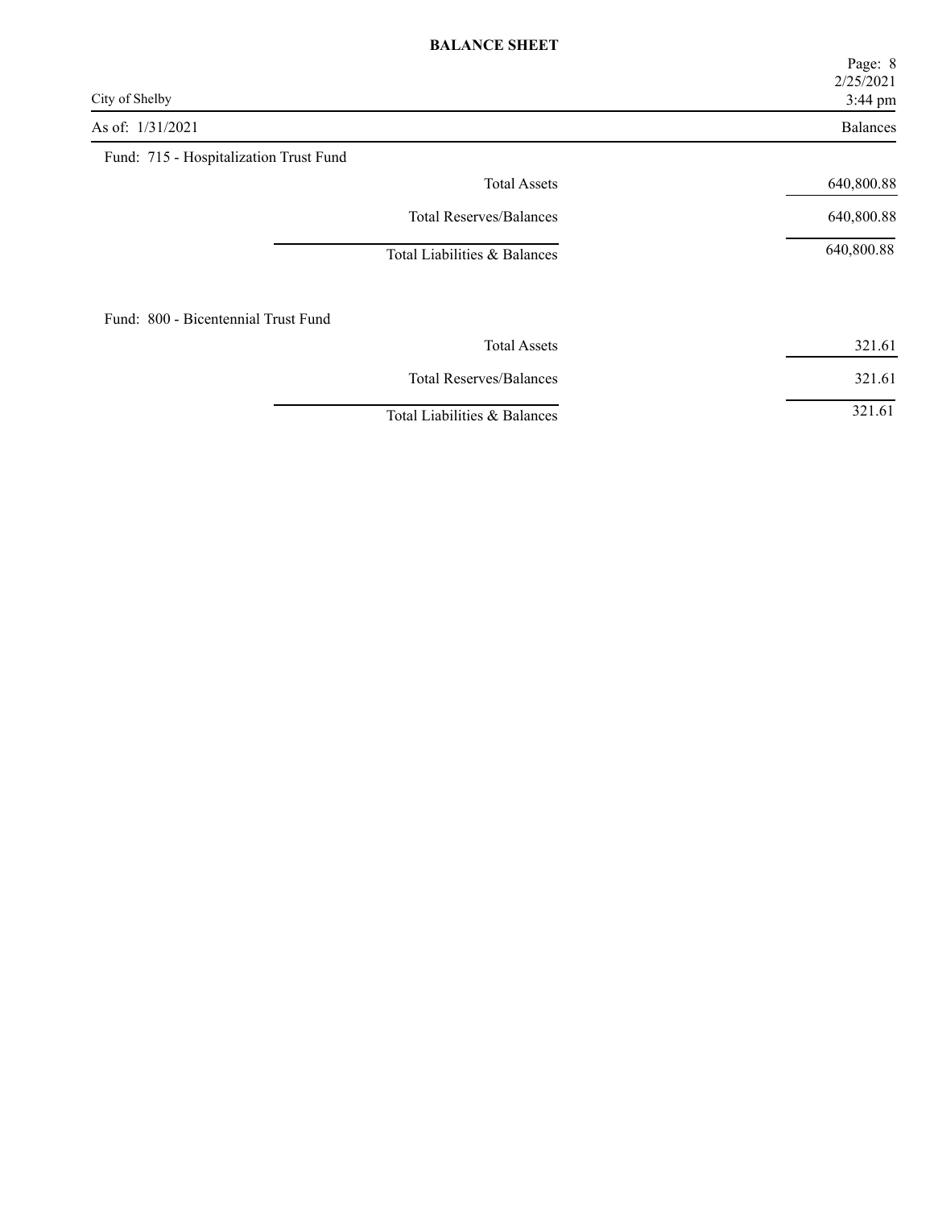# BALANCE SHEET

City of Shelby

As of: 1/31/2021

Fund: 715 - Hospitalization Trust Fund

| | Balances |
|---|---|
| Total Assets | 640,800.88 |
| Total Reserves/Balances | 640,800.88 |
| Total Liabilities & Balances | 640,800.88 |

Fund: 800 - Bicentennial Trust Fund

| | Balances |
|---|---|
| Total Assets | 321.61 |
| Total Reserves/Balances | 321.61 |
| Total Liabilities & Balances | 321.61 |